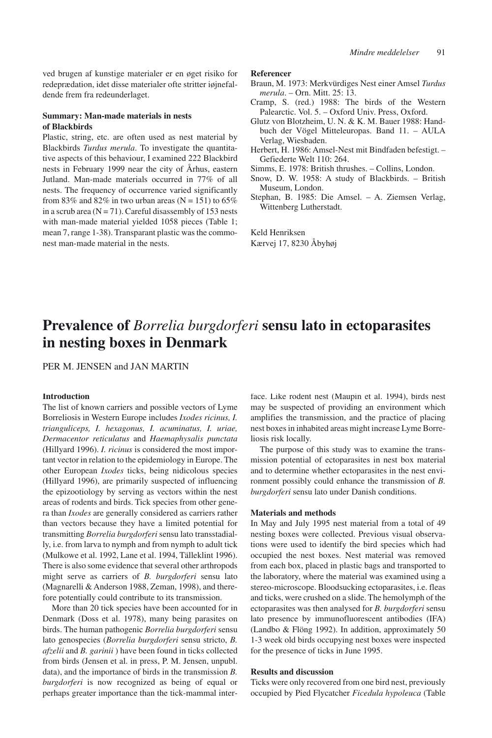ved brugen af kunstige materialer er en øget risiko for redeprædation, idet disse materialer ofte stritter iøjnefaldende frem fra redeunderlaget.

#### Summary: Man-made materials in nests of Blackbirds

Plastic, string, etc. are often used as nest material by Blackbirds *Turdus merula*. To investigate the quantitative aspects of this behaviour, I examined 222 Blackbird nests in February 1999 near the city of Århus, eastern Jutland. Man-made materials occurred in 77% of all nests. The frequency of occurrence varied significantly from 83% and 82% in two urban areas (N = 151) to 65% in a scrub area (N = 71). Careful disassembly of 153 nests with man-made material yielded 1058 pieces (Table 1; mean 7, range 1-38). Transparant plastic was the commonest man-made material in the nests.

#### Referencer

Braun, M. 1973: Merkvürdiges Nest einer Amsel *Turdus merula*. – Orn. Mitt. 25: 13.

Cramp, S. (red.) 1988: The birds of the Western Palearctic. Vol. 5. – Oxford Univ. Press, Oxford.

Glutz von Blotzheim, U. N. & K. M. Bauer 1988: Handbuch der Vögel Mitteleuropas. Band 11. – AULA Verlag, Wiesbaden.

Herbert, H. 1986: Amsel-Nest mit Bindfaden befestigt. – Gefiederte Welt 110: 264.

Simms, E. 1978: British thrushes. – Collins, London.

Snow, D. W. 1958: A study of Blackbirds. – British Museum, London.

Stephan, B. 1985: Die Amsel. – A. Ziemsen Verlag, Wittenberg Lutherstadt.

Keld Henriksen
Kærvej 17, 8230 Åbyhøj

# Prevalence of *Borrelia burgdorferi* sensu lato in ectoparasites in nesting boxes in Denmark

PER M. JENSEN and JAN MARTIN

#### Introduction

The list of known carriers and possible vectors of Lyme Borreliosis in Western Europe includes *Ixodes ricinus, I. trianguliceps, I. hexagonus, I. acuminatus, I. uriae, Dermacentor reticulatus* and *Haemaphysalis punctata* (Hillyard 1996). *I. ricinus* is considered the most important vector in relation to the epidemiology in Europe. The other European *Ixodes* ticks, being nidicolous species (Hillyard 1996), are primarily suspected of influencing the epizootiology by serving as vectors within the nest areas of rodents and birds. Tick species from other genera than *Ixodes* are generally considered as carriers rather than vectors because they have a limited potential for transmitting *Borrelia burgdorferi* sensu lato transstadially, i.e. from larva to nymph and from nymph to adult tick (Mulkowe et al. 1992, Lane et al. 1994, Tälleklint 1996). There is also some evidence that several other arthropods might serve as carriers of *B. burgdorferi* sensu lato (Magnarelli & Anderson 1988, Zeman, 1998), and therefore potentially could contribute to its transmission.

More than 20 tick species have been accounted for in Denmark (Doss et al. 1978), many being parasites on birds. The human pathogenic *Borrelia burgdorferi* sensu lato genospecies (*Borrelia burgdorferi* sensu stricto, *B. afzelii* and *B. garinii* ) have been found in ticks collected from birds (Jensen et al. in press, P. M. Jensen, unpubl. data), and the importance of birds in the transmission *B. burgdorferi* is now recognized as being of equal or perhaps greater importance than the tick-mammal interface. Like rodent nest (Maupin et al. 1994), birds nest may be suspected of providing an environment which amplifies the transmission, and the practice of placing nest boxes in inhabited areas might increase Lyme Borreliosis risk locally.

The purpose of this study was to examine the transmission potential of ectoparasites in nest box material and to determine whether ectoparasites in the nest environment possibly could enhance the transmission of *B. burgdorferi* sensu lato under Danish conditions.

#### Materials and methods

In May and July 1995 nest material from a total of 49 nesting boxes were collected. Previous visual observations were used to identify the bird species which had occupied the nest boxes. Nest material was removed from each box, placed in plastic bags and transported to the laboratory, where the material was examined using a stereo-microscope. Bloodsucking ectoparasites, i.e. fleas and ticks, were crushed on a slide. The hemolymph of the ectoparasites was then analysed for *B. burgdorferi* sensu lato presence by immunofluorescent antibodies (IFA) (Landbo & Flöng 1992). In addition, approximately 50 1-3 week old birds occupying nest boxes were inspected for the presence of ticks in June 1995.

#### Results and discussion

Ticks were only recovered from one bird nest, previously occupied by Pied Flycatcher *Ficedula hypoleuca* (Table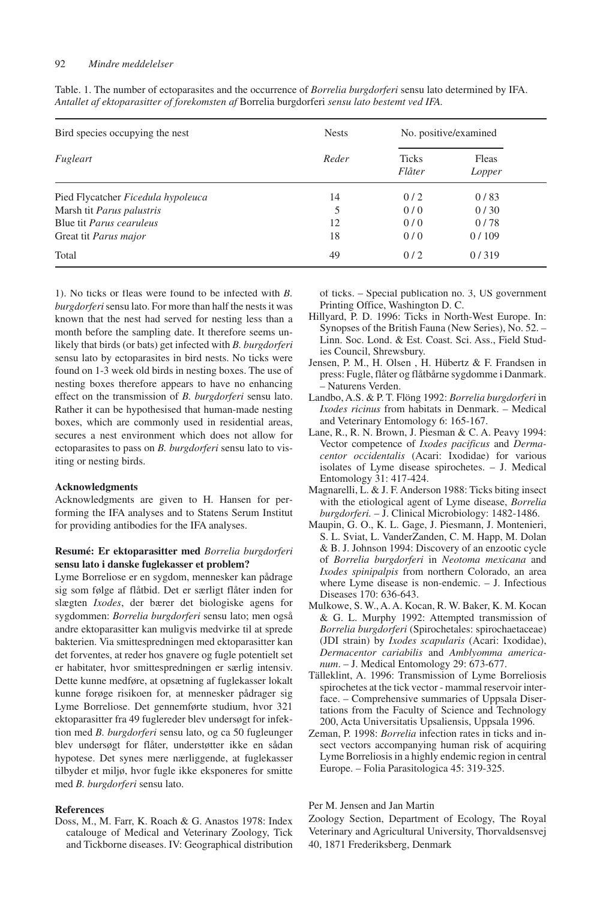Table. 1. The number of ectoparasites and the occurrence of *Borrelia burgdorferi* sensu lato determined by IFA.
*Antallet af ektoparasitter of forekomsten af* Borrelia burgdorferi *sensu lato bestemt ved IFA.*

| Bird species occupying the nest *Fugleart* | Nests *Reder* | No. positive/examined | |
|---|---|---|---|
| | | Ticks *Flåter* | Fleas *Lopper* |
| Pied Flycatcher *Ficedula hypoleuca* | 14 | 0 / 2 | 0 / 83 |
| Marsh tit *Parus palustris* | 5 | 0 / 0 | 0 / 30 |
| Blue tit *Parus cearuleus* | 12 | 0 / 0 | 0 / 78 |
| Great tit *Parus major* | 18 | 0 / 0 | 0 / 109 |
| Total | 49 | 0 / 2 | 0 / 319 |

1). No ticks or fleas were found to be infected with *B. burgdorferi* sensu lato. For more than half the nests it was known that the nest had served for nesting less than a month before the sampling date. It therefore seems unlikely that birds (or bats) get infected with *B. burgdorferi* sensu lato by ectoparasites in bird nests. No ticks were found on 1-3 week old birds in nesting boxes. The use of nesting boxes therefore appears to have no enhancing effect on the transmission of *B. burgdorferi* sensu lato. Rather it can be hypothesised that human-made nesting boxes, which are commonly used in residential areas, secures a nest environment which does not allow for ectoparasites to pass on *B. burgdorferi* sensu lato to visiting or nesting birds.

**Acknowledgments**

Acknowledgments are given to H. Hansen for performing the IFA analyses and to Statens Serum Institut for providing antibodies for the IFA analyses.

**Resumé: Er ektoparasitter med** ***Borrelia burgdorferi*** **sensu lato i danske fuglekasser et problem?**

Lyme Borreliose er en sygdom, mennesker kan pådrage sig som følge af flåtbid. Det er særligt flåter inden for slægten *Ixodes*, der bærer det biologiske agens for sygdommen: *Borrelia burgdorferi* sensu lato; men også andre ektoparasitter kan muligvis medvirke til at sprede bakterien. Via smittespredningen med ektoparasitter kan det forventes, at reder hos gnavere og fugle potentielt set er habitater, hvor smittespredningen er særlig intensiv. Dette kunne medføre, at opsætning af fuglekasser lokalt kunne forøge risikoen for, at mennesker pådrager sig Lyme Borreliose. Det gennemførte studium, hvor 321 ektoparasitter fra 49 fuglereder blev undersøgt for infektion med *B. burgdorferi* sensu lato, og ca 50 fugleunger blev undersøgt for flåter, understøtter ikke en sådan hypotese. Det synes mere nærliggende, at fuglekasser tilbyder et miljø, hvor fugle ikke eksponeres for smitte med *B. burgdorferi* sensu lato.

**References**

Doss, M., M. Farr, K. Roach & G. Anastos 1978: Index catalouge of Medical and Veterinary Zoology, Tick and Tickborne diseases. IV: Geographical distribution of ticks. – Special publication no. 3, US government Printing Office, Washington D. C.

Hillyard, P. D. 1996: Ticks in North-West Europe. In: Synopses of the British Fauna (New Series), No. 52. – Linn. Soc. Lond. & Est. Coast. Sci. Ass., Field Studies Council, Shrewsbury.

Jensen, P. M., H. Olsen , H. Hübertz & F. Frandsen in press: Fugle, flåter og flåtbårne sygdomme i Danmark. – Naturens Verden.

Landbo, A.S. & P. T. Flöng 1992: *Borrelia burgdorferi* in *Ixodes ricinus* from habitats in Denmark. – Medical and Veterinary Entomology 6: 165-167.

Lane, R., R. N. Brown, J. Piesman & C. A. Peavy 1994: Vector competence of *Ixodes pacificus* and *Dermacentor occidentalis* (Acari: Ixodidae) for various isolates of Lyme disease spirochetes. – J. Medical Entomology 31: 417-424.

Magnarelli, L. & J. F. Anderson 1988: Ticks biting insect with the etiological agent of Lyme disease, *Borrelia burgdorferi*. – J. Clinical Microbiology: 1482-1486.

Maupin, G. O., K. L. Gage, J. Piesmann, J. Montenieri, S. L. Sviat, L. VanderZanden, C. M. Happ, M. Dolan & B. J. Johnson 1994: Discovery of an enzootic cycle of *Borrelia burgdorferi* in *Neotoma mexicana* and *Ixodes spinipalpis* from northern Colorado, an area where Lyme disease is non-endemic. – J. Infectious Diseases 170: 636-643.

Mulkowe, S. W., A. A. Kocan, R. W. Baker, K. M. Kocan & G. L. Murphy 1992: Attempted transmission of *Borrelia burgdorferi* (Spirochetales: spirochaetaceae) (JDI strain) by *Ixodes scapularis* (Acari: Ixodidae), *Dermacentor cariabilis* and *Amblyomma americanum*. – J. Medical Entomology 29: 673-677.

Tälleklint, A. 1996: Transmission of Lyme Borreliosis spirochetes at the tick vector - mammal reservoir interface. – Comprehensive summaries of Uppsala Disertations from the Faculty of Science and Technology 200, Acta Universitatis Upsaliensis, Uppsala 1996.

Zeman, P. 1998: *Borrelia* infection rates in ticks and insect vectors accompanying human risk of acquiring Lyme Borreliosis in a highly endemic region in central Europe. – Folia Parasitologica 45: 319-325.

Per M. Jensen and Jan Martin

Zoology Section, Department of Ecology, The Royal Veterinary and Agricultural University, Thorvaldsensvej 40, 1871 Frederiksberg, Denmark